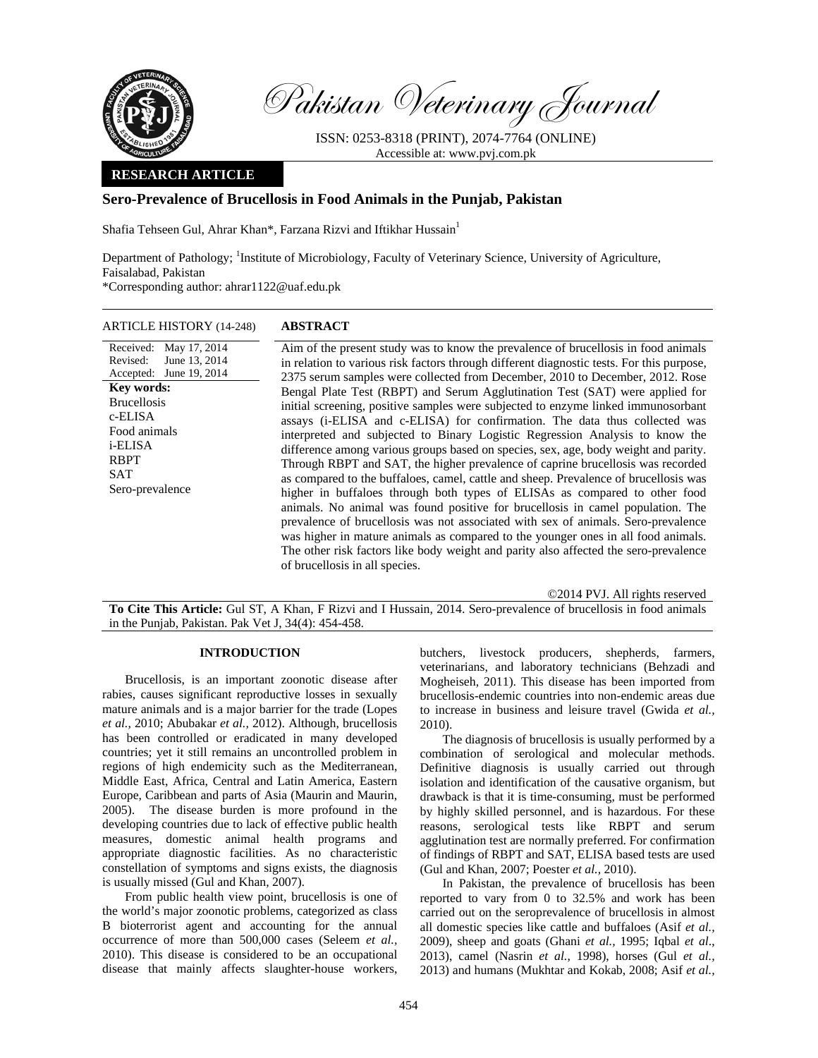Pakistan Veterinary Journal

ISSN: 0253-8318 (PRINT), 2074-7764 (ONLINE)
Accessible at: www.pvj.com.pk

**RESEARCH ARTICLE**

# Sero-Prevalence of Brucellosis in Food Animals in the Punjab, Pakistan

Shafia Tehseen Gul, Ahrar Khan*, Farzana Rizvi and Iftikhar Hussain[1]

Department of Pathology; [1]Institute of Microbiology, Faculty of Veterinary Science, University of Agriculture, Faisalabad, Pakistan
*Corresponding author: ahrar1122@uaf.edu.pk

ARTICLE HISTORY (14-248)

Received: May 17, 2014
Revised: June 13, 2014
Accepted: June 19, 2014

**Key words:**
Brucellosis
c-ELISA
Food animals
i-ELISA
RBPT
SAT
Sero-prevalence

## ABSTRACT

Aim of the present study was to know the prevalence of brucellosis in food animals in relation to various risk factors through different diagnostic tests. For this purpose, 2375 serum samples were collected from December, 2010 to December, 2012. Rose Bengal Plate Test (RBPT) and Serum Agglutination Test (SAT) were applied for initial screening, positive samples were subjected to enzyme linked immunosorbant assays (i-ELISA and c-ELISA) for confirmation. The data thus collected was interpreted and subjected to Binary Logistic Regression Analysis to know the difference among various groups based on species, sex, age, body weight and parity. Through RBPT and SAT, the higher prevalence of caprine brucellosis was recorded as compared to the buffaloes, camel, cattle and sheep. Prevalence of brucellosis was higher in buffaloes through both types of ELISAs as compared to other food animals. No animal was found positive for brucellosis in camel population. The prevalence of brucellosis was not associated with sex of animals. Sero-prevalence was higher in mature animals as compared to the younger ones in all food animals. The other risk factors like body weight and parity also affected the sero-prevalence of brucellosis in all species.

©2014 PVJ. All rights reserved

**To Cite This Article:** Gul ST, A Khan, F Rizvi and I Hussain, 2014. Sero-prevalence of brucellosis in food animals in the Punjab, Pakistan. Pak Vet J, 34(4): 454-458.

## INTRODUCTION

Brucellosis, is an important zoonotic disease after rabies, causes significant reproductive losses in sexually mature animals and is a major barrier for the trade (Lopes *et al.,* 2010; Abubakar *et al.,* 2012). Although, brucellosis has been controlled or eradicated in many developed countries; yet it still remains an uncontrolled problem in regions of high endemicity such as the Mediterranean, Middle East, Africa, Central and Latin America, Eastern Europe, Caribbean and parts of Asia (Maurin and Maurin, 2005). The disease burden is more profound in the developing countries due to lack of effective public health measures, domestic animal health programs and appropriate diagnostic facilities. As no characteristic constellation of symptoms and signs exists, the diagnosis is usually missed (Gul and Khan, 2007).

From public health view point, brucellosis is one of the world's major zoonotic problems, categorized as class B bioterrorist agent and accounting for the annual occurrence of more than 500,000 cases (Seleem *et al.*, 2010). This disease is considered to be an occupational disease that mainly affects slaughter-house workers, butchers, livestock producers, shepherds, farmers, veterinarians, and laboratory technicians (Behzadi and Mogheiseh, 2011). This disease has been imported from brucellosis-endemic countries into non-endemic areas due to increase in business and leisure travel (Gwida *et al.,* 2010).

The diagnosis of brucellosis is usually performed by a combination of serological and molecular methods. Definitive diagnosis is usually carried out through isolation and identification of the causative organism, but drawback is that it is time-consuming, must be performed by highly skilled personnel, and is hazardous. For these reasons, serological tests like RBPT and serum agglutination test are normally preferred. For confirmation of findings of RBPT and SAT, ELISA based tests are used (Gul and Khan, 2007; Poester *et al.,* 2010).

In Pakistan, the prevalence of brucellosis has been reported to vary from 0 to 32.5% and work has been carried out on the seroprevalence of brucellosis in almost all domestic species like cattle and buffaloes (Asif *et al.,* 2009), sheep and goats (Ghani *et al.,* 1995; Iqbal *et al*., 2013), camel (Nasrin *et al.,* 1998), horses (Gul *et al.*, 2013) and humans (Mukhtar and Kokab, 2008; Asif *et al.,*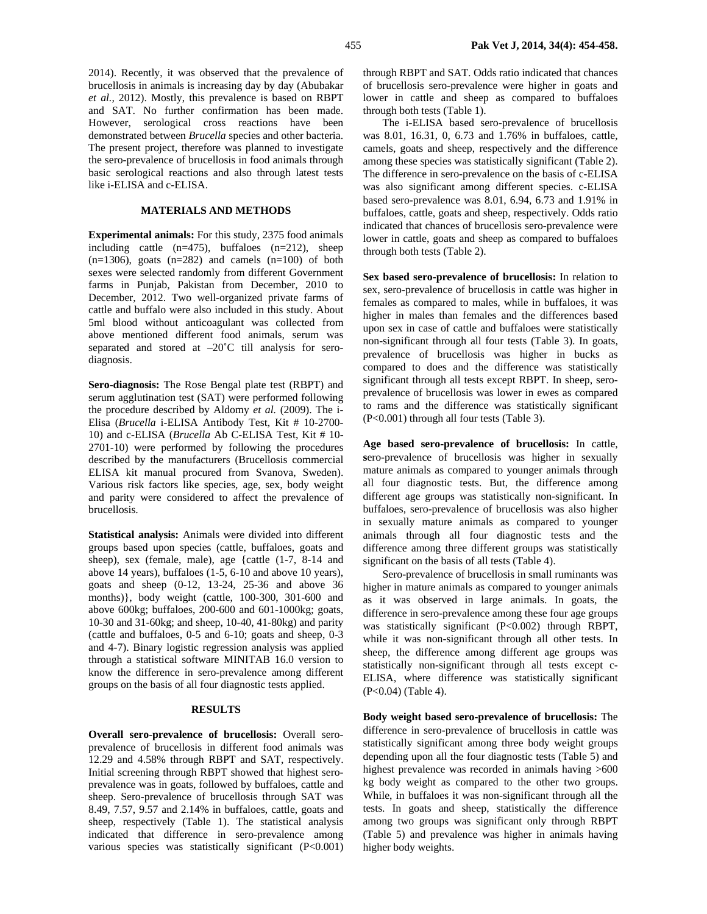2014). Recently, it was observed that the prevalence of brucellosis in animals is increasing day by day (Abubakar *et al.*, 2012). Mostly, this prevalence is based on RBPT and SAT. No further confirmation has been made. However, serological cross reactions have been demonstrated between *Brucella* species and other bacteria. The present project, therefore was planned to investigate the sero-prevalence of brucellosis in food animals through basic serological reactions and also through latest tests like i-ELISA and c-ELISA.

## MATERIALS AND METHODS

**Experimental animals:** For this study, 2375 food animals including cattle (n=475), buffaloes (n=212), sheep (n=1306), goats (n=282) and camels (n=100) of both sexes were selected randomly from different Government farms in Punjab, Pakistan from December, 2010 to December, 2012. Two well-organized private farms of cattle and buffalo were also included in this study. About 5ml blood without anticoagulant was collected from above mentioned different food animals, serum was separated and stored at –20˚C till analysis for sero-diagnosis.

**Sero-diagnosis:** The Rose Bengal plate test (RBPT) and serum agglutination test (SAT) were performed following the procedure described by Aldomy *et al.* (2009). The i-Elisa (*Brucella* i-ELISA Antibody Test, Kit # 10-2700-10) and c-ELISA (*Brucella* Ab C-ELISA Test, Kit # 10-2701-10) were performed by following the procedures described by the manufacturers (Brucellosis commercial ELISA kit manual procured from Svanova, Sweden). Various risk factors like species, age, sex, body weight and parity were considered to affect the prevalence of brucellosis.

**Statistical analysis:** Animals were divided into different groups based upon species (cattle, buffaloes, goats and sheep), sex (female, male), age {cattle (1-7, 8-14 and above 14 years), buffaloes (1-5, 6-10 and above 10 years), goats and sheep (0-12, 13-24, 25-36 and above 36 months)}, body weight (cattle, 100-300, 301-600 and above 600kg; buffaloes, 200-600 and 601-1000kg; goats, 10-30 and 31-60kg; and sheep, 10-40, 41-80kg) and parity (cattle and buffaloes, 0-5 and 6-10; goats and sheep, 0-3 and 4-7). Binary logistic regression analysis was applied through a statistical software MINITAB 16.0 version to know the difference in sero-prevalence among different groups on the basis of all four diagnostic tests applied.

## RESULTS

**Overall sero-prevalence of brucellosis:** Overall sero-prevalence of brucellosis in different food animals was 12.29 and 4.58% through RBPT and SAT, respectively. Initial screening through RBPT showed that highest sero-prevalence was in goats, followed by buffaloes, cattle and sheep. Sero-prevalence of brucellosis through SAT was 8.49, 7.57, 9.57 and 2.14% in buffaloes, cattle, goats and sheep, respectively (Table 1). The statistical analysis indicated that difference in sero-prevalence among various species was statistically significant (P<0.001) through RBPT and SAT. Odds ratio indicated that chances of brucellosis sero-prevalence were higher in goats and lower in cattle and sheep as compared to buffaloes through both tests (Table 1).

The i-ELISA based sero-prevalence of brucellosis was 8.01, 16.31, 0, 6.73 and 1.76% in buffaloes, cattle, camels, goats and sheep, respectively and the difference among these species was statistically significant (Table 2). The difference in sero-prevalence on the basis of c-ELISA was also significant among different species. c-ELISA based sero-prevalence was 8.01, 6.94, 6.73 and 1.91% in buffaloes, cattle, goats and sheep, respectively. Odds ratio indicated that chances of brucellosis sero-prevalence were lower in cattle, goats and sheep as compared to buffaloes through both tests (Table 2).

**Sex based sero-prevalence of brucellosis:** In relation to sex, sero-prevalence of brucellosis in cattle was higher in females as compared to males, while in buffaloes, it was higher in males than females and the differences based upon sex in case of cattle and buffaloes were statistically non-significant through all four tests (Table 3). In goats, prevalence of brucellosis was higher in bucks as compared to does and the difference was statistically significant through all tests except RBPT. In sheep, sero-prevalence of brucellosis was lower in ewes as compared to rams and the difference was statistically significant (P<0.001) through all four tests (Table 3).

**Age based sero-prevalence of brucellosis:** In cattle, **s**ero-prevalence of brucellosis was higher in sexually mature animals as compared to younger animals through all four diagnostic tests. But, the difference among different age groups was statistically non-significant. In buffaloes, sero-prevalence of brucellosis was also higher in sexually mature animals as compared to younger animals through all four diagnostic tests and the difference among three different groups was statistically significant on the basis of all tests (Table 4).

Sero-prevalence of brucellosis in small ruminants was higher in mature animals as compared to younger animals as it was observed in large animals. In goats, the difference in sero-prevalence among these four age groups was statistically significant (P<0.002) through RBPT, while it was non-significant through all other tests. In sheep, the difference among different age groups was statistically non-significant through all tests except c-ELISA, where difference was statistically significant (P<0.04) (Table 4).

**Body weight based sero-prevalence of brucellosis:** The difference in sero-prevalence of brucellosis in cattle was statistically significant among three body weight groups depending upon all the four diagnostic tests (Table 5) and highest prevalence was recorded in animals having >600 kg body weight as compared to the other two groups. While, in buffaloes it was non-significant through all the tests. In goats and sheep, statistically the difference among two groups was significant only through RBPT (Table 5) and prevalence was higher in animals having higher body weights.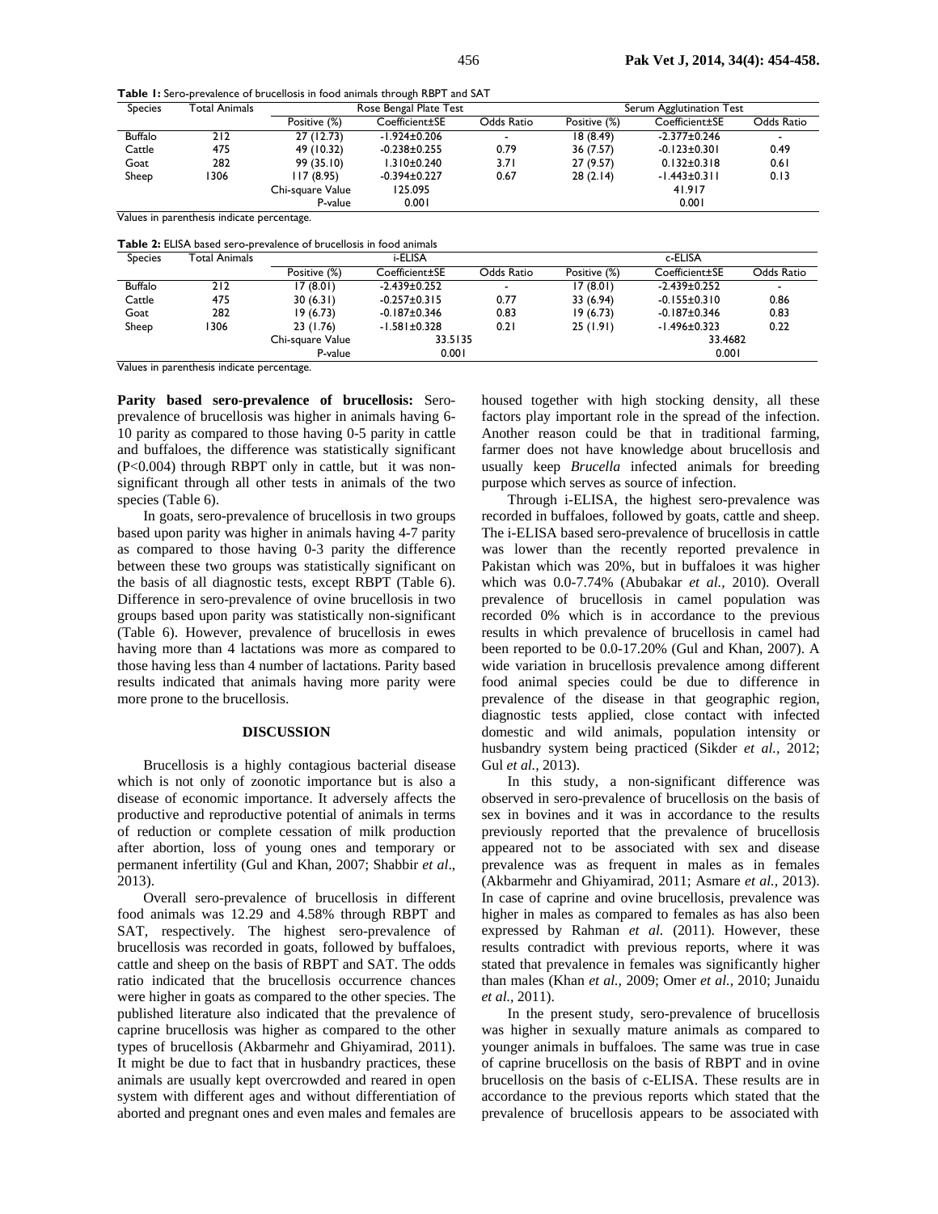**Table 1:** Sero-prevalence of brucellosis in food animals through RBPT and SAT

| Species | Total Animals | Rose Bengal Plate Test | | | Serum Agglutination Test | | |
|---|---|---|---|---|---|---|---|
| | | Positive (%) | Coefficient±SE | Odds Ratio | Positive (%) | Coefficient±SE | Odds Ratio |
| Buffalo | 212 | 27 (12.73) | -1.924±0.206 | - | 18 (8.49) | -2.377±0.246 | - |
| Cattle | 475 | 49 (10.32) | -0.238±0.255 | 0.79 | 36 (7.57) | -0.123±0.301 | 0.49 |
| Goat | 282 | 99 (35.10) | 1.310±0.240 | 3.71 | 27 (9.57) | 0.132±0.318 | 0.61 |
| Sheep | 1306 | 117 (8.95) | -0.394±0.227 | 0.67 | 28 (2.14) | -1.443±0.311 | 0.13 |
| | | Chi-square Value | 125.095 | | | 41.917 | |
| | | P-value | 0.001 | | | 0.001 | |

Values in parenthesis indicate percentage.

**Table 2:** ELISA based sero-prevalence of brucellosis in food animals

| Species | Total Animals | i-ELISA | | | c-ELISA | | |
|---|---|---|---|---|---|---|---|
| | | Positive (%) | Coefficient±SE | Odds Ratio | Positive (%) | Coefficient±SE | Odds Ratio |
| Buffalo | 212 | 17 (8.01) | -2.439±0.252 | - | 17 (8.01) | -2.439±0.252 | - |
| Cattle | 475 | 30 (6.31) | -0.257±0.315 | 0.77 | 33 (6.94) | -0.155±0.310 | 0.86 |
| Goat | 282 | 19 (6.73) | -0.187±0.346 | 0.83 | 19 (6.73) | -0.187±0.346 | 0.83 |
| Sheep | 1306 | 23 (1.76) | -1.581±0.328 | 0.21 | 25 (1.91) | -1.496±0.323 | 0.22 |
| | | Chi-square Value | 33.5135 | | | 33.4682 | |
| | | P-value | 0.001 | | | 0.001 | |

Values in parenthesis indicate percentage.

**Parity based sero-prevalence of brucellosis:** Sero-prevalence of brucellosis was higher in animals having 6-10 parity as compared to those having 0-5 parity in cattle and buffaloes, the difference was statistically significant ($P<0.004$) through RBPT only in cattle, but it was non-significant through all other tests in animals of the two species (Table 6).

In goats, sero-prevalence of brucellosis in two groups based upon parity was higher in animals having 4-7 parity as compared to those having 0-3 parity the difference between these two groups was statistically significant on the basis of all diagnostic tests, except RBPT (Table 6). Difference in sero-prevalence of ovine brucellosis in two groups based upon parity was statistically non-significant (Table 6). However, prevalence of brucellosis in ewes having more than 4 lactations was more as compared to those having less than 4 number of lactations. Parity based results indicated that animals having more parity were more prone to the brucellosis.

## DISCUSSION

Brucellosis is a highly contagious bacterial disease which is not only of zoonotic importance but is also a disease of economic importance. It adversely affects the productive and reproductive potential of animals in terms of reduction or complete cessation of milk production after abortion, loss of young ones and temporary or permanent infertility (Gul and Khan, 2007; Shabbir *et al*., 2013).

Overall sero-prevalence of brucellosis in different food animals was 12.29 and 4.58% through RBPT and SAT, respectively. The highest sero-prevalence of brucellosis was recorded in goats, followed by buffaloes, cattle and sheep on the basis of RBPT and SAT. The odds ratio indicated that the brucellosis occurrence chances were higher in goats as compared to the other species. The published literature also indicated that the prevalence of caprine brucellosis was higher as compared to the other types of brucellosis (Akbarmehr and Ghiyamirad, 2011). It might be due to fact that in husbandry practices, these animals are usually kept overcrowded and reared in open system with different ages and without differentiation of aborted and pregnant ones and even males and females are housed together with high stocking density, all these factors play important role in the spread of the infection. Another reason could be that in traditional farming, farmer does not have knowledge about brucellosis and usually keep *Brucella* infected animals for breeding purpose which serves as source of infection.

Through i-ELISA, the highest sero-prevalence was recorded in buffaloes, followed by goats, cattle and sheep. The i-ELISA based sero-prevalence of brucellosis in cattle was lower than the recently reported prevalence in Pakistan which was 20%, but in buffaloes it was higher which was 0.0-7.74% (Abubakar *et al.*, 2010). Overall prevalence of brucellosis in camel population was recorded 0% which is in accordance to the previous results in which prevalence of brucellosis in camel had been reported to be 0.0-17.20% (Gul and Khan, 2007). A wide variation in brucellosis prevalence among different food animal species could be due to difference in prevalence of the disease in that geographic region, diagnostic tests applied, close contact with infected domestic and wild animals, population intensity or husbandry system being practiced (Sikder *et al.*, 2012; Gul *et al.*, 2013).

In this study, a non-significant difference was observed in sero-prevalence of brucellosis on the basis of sex in bovines and it was in accordance to the results previously reported that the prevalence of brucellosis appeared not to be associated with sex and disease prevalence was as frequent in males as in females (Akbarmehr and Ghiyamirad, 2011; Asmare *et al.*, 2013). In case of caprine and ovine brucellosis, prevalence was higher in males as compared to females as has also been expressed by Rahman *et al.* (2011). However, these results contradict with previous reports, where it was stated that prevalence in females was significantly higher than males (Khan *et al.*, 2009; Omer *et al.*, 2010; Junaidu *et al.*, 2011).

In the present study, sero-prevalence of brucellosis was higher in sexually mature animals as compared to younger animals in buffaloes. The same was true in case of caprine brucellosis on the basis of RBPT and in ovine brucellosis on the basis of c-ELISA. These results are in accordance to the previous reports which stated that the prevalence of brucellosis appears to be associated with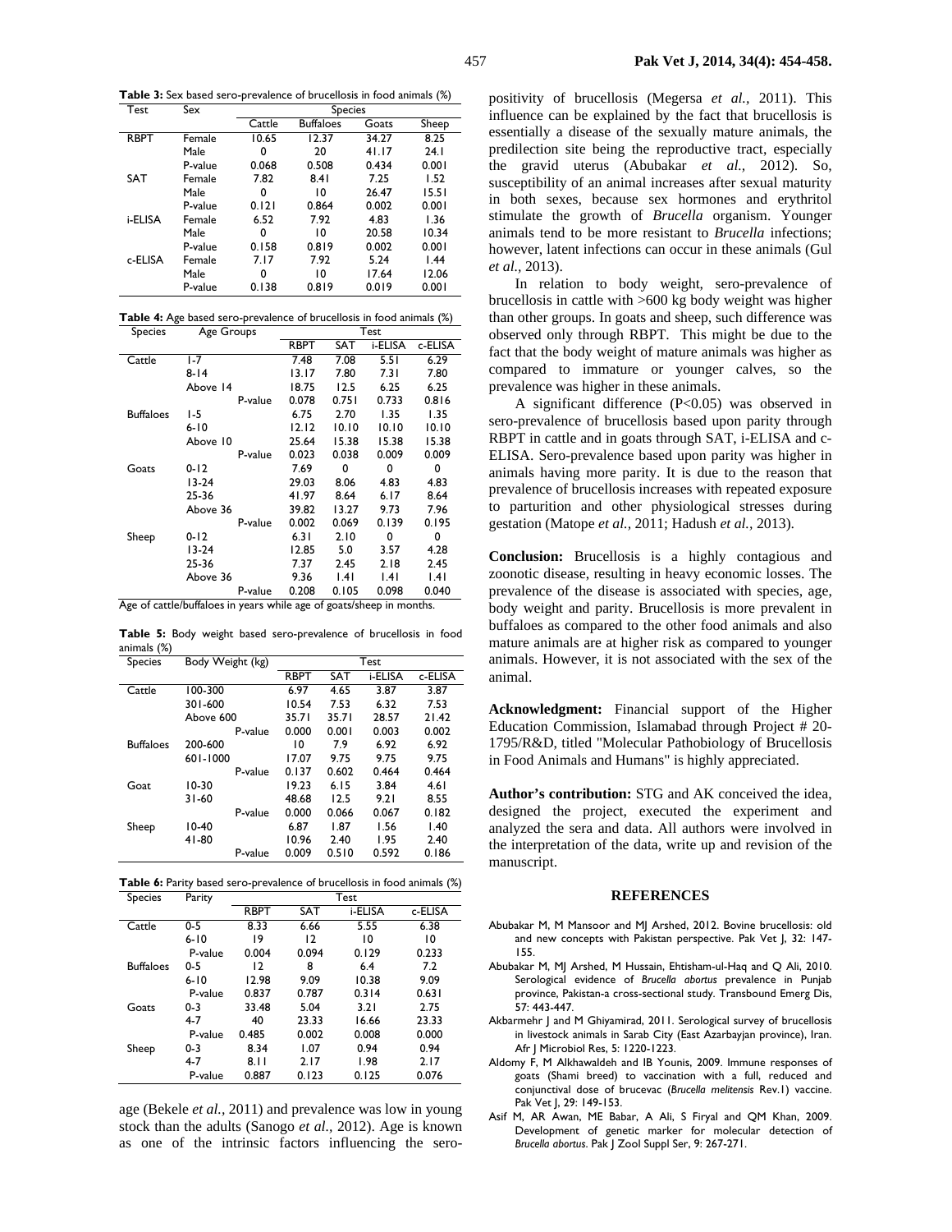**Table 3:** Sex based sero-prevalence of brucellosis in food animals (%)

| Test | Sex | Species | | | |
|---|---|---|---|---|---|
| | | Cattle | Buffaloes | Goats | Sheep |
| RBPT | Female | 10.65 | 12.37 | 34.27 | 8.25 |
| | Male | 0 | 20 | 41.17 | 24.1 |
| | P-value | 0.068 | 0.508 | 0.434 | 0.001 |
| SAT | Female | 7.82 | 8.41 | 7.25 | 1.52 |
| | Male | 0 | 10 | 26.47 | 15.51 |
| | P-value | 0.121 | 0.864 | 0.002 | 0.001 |
| i-ELISA | Female | 6.52 | 7.92 | 4.83 | 1.36 |
| | Male | 0 | 10 | 20.58 | 10.34 |
| | P-value | 0.158 | 0.819 | 0.002 | 0.001 |
| c-ELISA | Female | 7.17 | 7.92 | 5.24 | 1.44 |
| | Male | 0 | 10 | 17.64 | 12.06 |
| | P-value | 0.138 | 0.819 | 0.019 | 0.001 |

**Table 4:** Age based sero-prevalence of brucellosis in food animals (%)

| Species | Age Groups | Test | | | |
|---|---|---|---|---|---|
| | | RBPT | SAT | i-ELISA | c-ELISA |
| Cattle | 1-7 | 7.48 | 7.08 | 5.51 | 6.29 |
| | 8-14 | 13.17 | 7.80 | 7.31 | 7.80 |
| | Above 14 | 18.75 | 12.5 | 6.25 | 6.25 |
| | P-value | 0.078 | 0.751 | 0.733 | 0.816 |
| Buffaloes | 1-5 | 6.75 | 2.70 | 1.35 | 1.35 |
| | 6-10 | 12.12 | 10.10 | 10.10 | 10.10 |
| | Above 10 | 25.64 | 15.38 | 15.38 | 15.38 |
| | P-value | 0.023 | 0.038 | 0.009 | 0.009 |
| Goats | 0-12 | 7.69 | 0 | 0 | 0 |
| | 13-24 | 29.03 | 8.06 | 4.83 | 4.83 |
| | 25-36 | 41.97 | 8.64 | 6.17 | 8.64 |
| | Above 36 | 39.82 | 13.27 | 9.73 | 7.96 |
| | P-value | 0.002 | 0.069 | 0.139 | 0.195 |
| Sheep | 0-12 | 6.31 | 2.10 | 0 | 0 |
| | 13-24 | 12.85 | 5.0 | 3.57 | 4.28 |
| | 25-36 | 7.37 | 2.45 | 2.18 | 2.45 |
| | Above 36 | 9.36 | 1.41 | 1.41 | 1.41 |
| | P-value | 0.208 | 0.105 | 0.098 | 0.040 |

Age of cattle/buffaloes in years while age of goats/sheep in months.

**Table 5:** Body weight based sero-prevalence of brucellosis in food animals (%)

| Species | Body Weight (kg) | Test | | | |
|---|---|---|---|---|---|
| | | RBPT | SAT | i-ELISA | c-ELISA |
| Cattle | 100-300 | 6.97 | 4.65 | 3.87 | 3.87 |
| | 301-600 | 10.54 | 7.53 | 6.32 | 7.53 |
| | Above 600 | 35.71 | 35.71 | 28.57 | 21.42 |
| | P-value | 0.000 | 0.001 | 0.003 | 0.002 |
| Buffaloes | 200-600 | 10 | 7.9 | 6.92 | 6.92 |
| | 601-1000 | 17.07 | 9.75 | 9.75 | 9.75 |
| | P-value | 0.137 | 0.602 | 0.464 | 0.464 |
| Goat | 10-30 | 19.23 | 6.15 | 3.84 | 4.61 |
| | 31-60 | 48.68 | 12.5 | 9.21 | 8.55 |
| | P-value | 0.000 | 0.066 | 0.067 | 0.182 |
| Sheep | 10-40 | 6.87 | 1.87 | 1.56 | 1.40 |
| | 41-80 | 10.96 | 2.40 | 1.95 | 2.40 |
| | P-value | 0.009 | 0.510 | 0.592 | 0.186 |

**Table 6:** Parity based sero-prevalence of brucellosis in food animals (%)

| Species | Parity | Test | | | |
|---|---|---|---|---|---|
| | | RBPT | SAT | i-ELISA | c-ELISA |
| Cattle | 0-5 | 8.33 | 6.66 | 5.55 | 6.38 |
| | 6-10 | 19 | 12 | 10 | 10 |
| | P-value | 0.004 | 0.094 | 0.129 | 0.233 |
| Buffaloes | 0-5 | 12 | 8 | 6.4 | 7.2 |
| | 6-10 | 12.98 | 9.09 | 10.38 | 9.09 |
| | P-value | 0.837 | 0.787 | 0.314 | 0.631 |
| Goats | 0-3 | 33.48 | 5.04 | 3.21 | 2.75 |
| | 4-7 | 40 | 23.33 | 16.66 | 23.33 |
| | P-value | 0.485 | 0.002 | 0.008 | 0.000 |
| Sheep | 0-3 | 8.34 | 1.07 | 0.94 | 0.94 |
| | 4-7 | 8.11 | 2.17 | 1.98 | 2.17 |
| | P-value | 0.887 | 0.123 | 0.125 | 0.076 |

age (Bekele *et al.*, 2011) and prevalence was low in young stock than the adults (Sanogo *et al.*, 2012). Age is known as one of the intrinsic factors influencing the sero-positivity of brucellosis (Megersa *et al.*, 2011). This influence can be explained by the fact that brucellosis is essentially a disease of the sexually mature animals, the predilection site being the reproductive tract, especially the gravid uterus (Abubakar *et al.*, 2012). So, susceptibility of an animal increases after sexual maturity in both sexes, because sex hormones and erythritol stimulate the growth of *Brucella* organism. Younger animals tend to be more resistant to *Brucella* infections; however, latent infections can occur in these animals (Gul *et al.*, 2013).

In relation to body weight, sero-prevalence of brucellosis in cattle with >600 kg body weight was higher than other groups. In goats and sheep, such difference was observed only through RBPT. This might be due to the fact that the body weight of mature animals was higher as compared to immature or younger calves, so the prevalence was higher in these animals.

A significant difference ($P<0.05$) was observed in sero-prevalence of brucellosis based upon parity through RBPT in cattle and in goats through SAT, i-ELISA and c-ELISA. Sero-prevalence based upon parity was higher in animals having more parity. It is due to the reason that prevalence of brucellosis increases with repeated exposure to parturition and other physiological stresses during gestation (Matope *et al.*, 2011; Hadush *et al.*, 2013).

**Conclusion:** Brucellosis is a highly contagious and zoonotic disease, resulting in heavy economic losses. The prevalence of the disease is associated with species, age, body weight and parity. Brucellosis is more prevalent in buffaloes as compared to the other food animals and also mature animals are at higher risk as compared to younger animals. However, it is not associated with the sex of the animal.

**Acknowledgment:** Financial support of the Higher Education Commission, Islamabad through Project # 20-1795/R&D, titled "Molecular Pathobiology of Brucellosis in Food Animals and Humans" is highly appreciated.

**Author's contribution:** STG and AK conceived the idea, designed the project, executed the experiment and analyzed the sera and data. All authors were involved in the interpretation of the data, write up and revision of the manuscript.

## REFERENCES

Abubakar M, M Mansoor and MJ Arshed, 2012. Bovine brucellosis: old and new concepts with Pakistan perspective. Pak Vet J, 32: 147-155.

Abubakar M, MJ Arshed, M Hussain, Ehtisham-ul-Haq and Q Ali, 2010. Serological evidence of *Brucella abortus* prevalence in Punjab province, Pakistan-a cross-sectional study. Transbound Emerg Dis, 57: 443-447.

Akbarmehr J and M Ghiyamirad, 2011. Serological survey of brucellosis in livestock animals in Sarab City (East Azarbayjan province), Iran. Afr J Microbiol Res, 5: 1220-1223.

Aldomy F, M Alkhawaldeh and IB Younis, 2009. Immune responses of goats (Shami breed) to vaccination with a full, reduced and conjunctival dose of brucevac (*Brucella melitensis* Rev.1) vaccine. Pak Vet J, 29: 149-153.

Asif M, AR Awan, ME Babar, A Ali, S Firyal and QM Khan, 2009. Development of genetic marker for molecular detection of *Brucella abortus*. Pak J Zool Suppl Ser, 9: 267-271.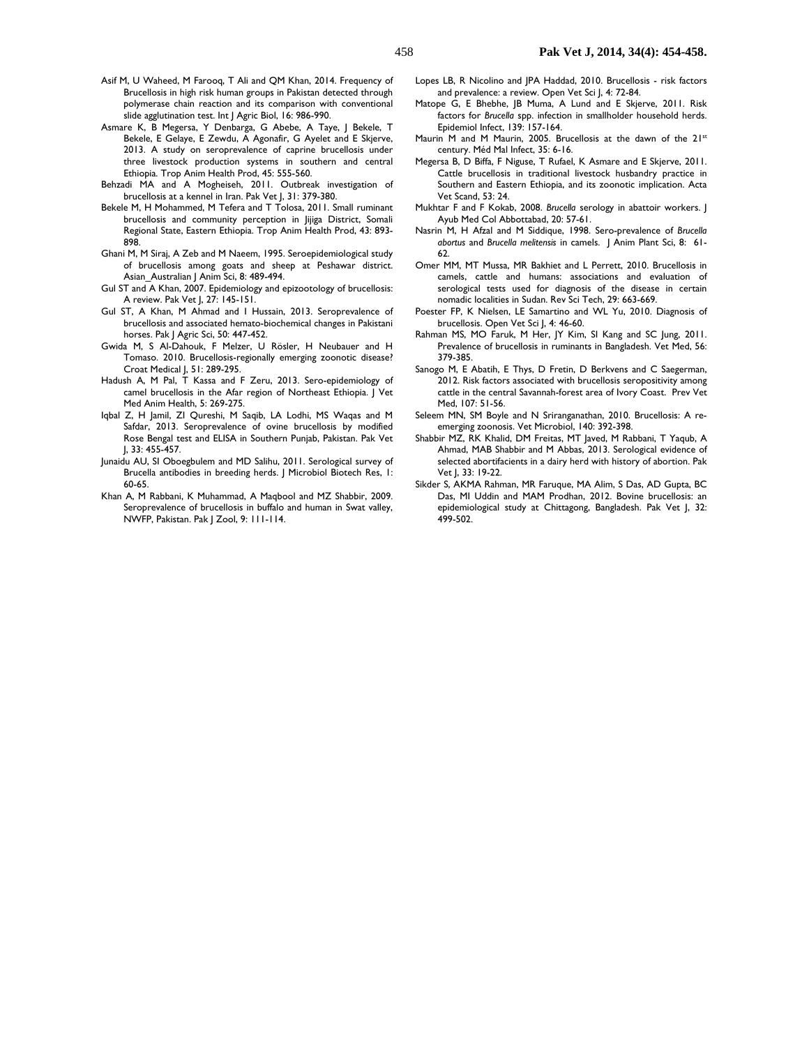Asif M, U Waheed, M Farooq, T Ali and QM Khan, 2014. Frequency of Brucellosis in high risk human groups in Pakistan detected through polymerase chain reaction and its comparison with conventional slide agglutination test. Int J Agric Biol, 16: 986-990.

Asmare K, B Megersa, Y Denbarga, G Abebe, A Taye, J Bekele, T Bekele, E Gelaye, E Zewdu, A Agonafir, G Ayelet and E Skjerve, 2013. A study on seroprevalence of caprine brucellosis under three livestock production systems in southern and central Ethiopia. Trop Anim Health Prod, 45: 555-560.

Behzadi MA and A Mogheiseh, 2011. Outbreak investigation of brucellosis at a kennel in Iran. Pak Vet J, 31: 379-380.

Bekele M, H Mohammed, M Tefera and T Tolosa, 2011. Small ruminant brucellosis and community perception in Jijiga District, Somali Regional State, Eastern Ethiopia. Trop Anim Health Prod, 43: 893-898.

Ghani M, M Siraj, A Zeb and M Naeem, 1995. Seroepidemiological study of brucellosis among goats and sheep at Peshawar district. Asian_Australian J Anim Sci, 8: 489-494.

Gul ST and A Khan, 2007. Epidemiology and epizootology of brucellosis: A review. Pak Vet J, 27: 145-151.

Gul ST, A Khan, M Ahmad and I Hussain, 2013. Seroprevalence of brucellosis and associated hemato-biochemical changes in Pakistani horses. Pak J Agric Sci, 50: 447-452.

Gwida M, S Al-Dahouk, F Melzer, U Rösler, H Neubauer and H Tomaso. 2010. Brucellosis-regionally emerging zoonotic disease? Croat Medical J, 51: 289-295.

Hadush A, M Pal, T Kassa and F Zeru, 2013. Sero-epidemiology of camel brucellosis in the Afar region of Northeast Ethiopia. J Vet Med Anim Health, 5: 269-275.

Iqbal Z, H Jamil, ZI Qureshi, M Saqib, LA Lodhi, MS Waqas and M Safdar, 2013. Seroprevalence of ovine brucellosis by modified Rose Bengal test and ELISA in Southern Punjab, Pakistan. Pak Vet J, 33: 455-457.

Junaidu AU, SI Oboegbulem and MD Salihu, 2011. Serological survey of Brucella antibodies in breeding herds. J Microbiol Biotech Res, 1: 60-65.

Khan A, M Rabbani, K Muhammad, A Maqbool and MZ Shabbir, 2009. Seroprevalence of brucellosis in buffalo and human in Swat valley, NWFP, Pakistan. Pak J Zool, 9: 111-114.

Lopes LB, R Nicolino and JPA Haddad, 2010. Brucellosis - risk factors and prevalence: a review. Open Vet Sci J, 4: 72-84.

Matope G, E Bhebhe, JB Muma, A Lund and E Skjerve, 2011. Risk factors for *Brucella* spp. infection in smallholder household herds. Epidemiol Infect, 139: 157-164.

Maurin M and M Maurin, 2005. Brucellosis at the dawn of the 21st century. Méd Mal Infect, 35: 6-16.

Megersa B, D Biffa, F Niguse, T Rufael, K Asmare and E Skjerve, 2011. Cattle brucellosis in traditional livestock husbandry practice in Southern and Eastern Ethiopia, and its zoonotic implication. Acta Vet Scand, 53: 24.

Mukhtar F and F Kokab, 2008. *Brucella* serology in abattoir workers. J Ayub Med Col Abbottabad, 20: 57-61.

Nasrin M, H Afzal and M Siddique, 1998. Sero-prevalence of *Brucella abortus* and *Brucella melitensis* in camels. J Anim Plant Sci, 8: 61-62.

Omer MM, MT Mussa, MR Bakhiet and L Perrett, 2010. Brucellosis in camels, cattle and humans: associations and evaluation of serological tests used for diagnosis of the disease in certain nomadic localities in Sudan. Rev Sci Tech, 29: 663-669.

Poester FP, K Nielsen, LE Samartino and WL Yu, 2010. Diagnosis of brucellosis. Open Vet Sci J, 4: 46-60.

Rahman MS, MO Faruk, M Her, JY Kim, SI Kang and SC Jung, 2011. Prevalence of brucellosis in ruminants in Bangladesh. Vet Med, 56: 379-385.

Sanogo M, E Abatih, E Thys, D Fretin, D Berkvens and C Saegerman, 2012. Risk factors associated with brucellosis seropositivity among cattle in the central Savannah-forest area of Ivory Coast. Prev Vet Med, 107: 51-56.

Seleem MN, SM Boyle and N Sriranganathan, 2010. Brucellosis: A re-emerging zoonosis. Vet Microbiol, 140: 392-398.

Shabbir MZ, RK Khalid, DM Freitas, MT Javed, M Rabbani, T Yaqub, A Ahmad, MAB Shabbir and M Abbas, 2013. Serological evidence of selected abortifacients in a dairy herd with history of abortion. Pak Vet J, 33: 19-22.

Sikder S, AKMA Rahman, MR Faruque, MA Alim, S Das, AD Gupta, BC Das, MI Uddin and MAM Prodhan, 2012. Bovine brucellosis: an epidemiological study at Chittagong, Bangladesh. Pak Vet J, 32: 499-502.